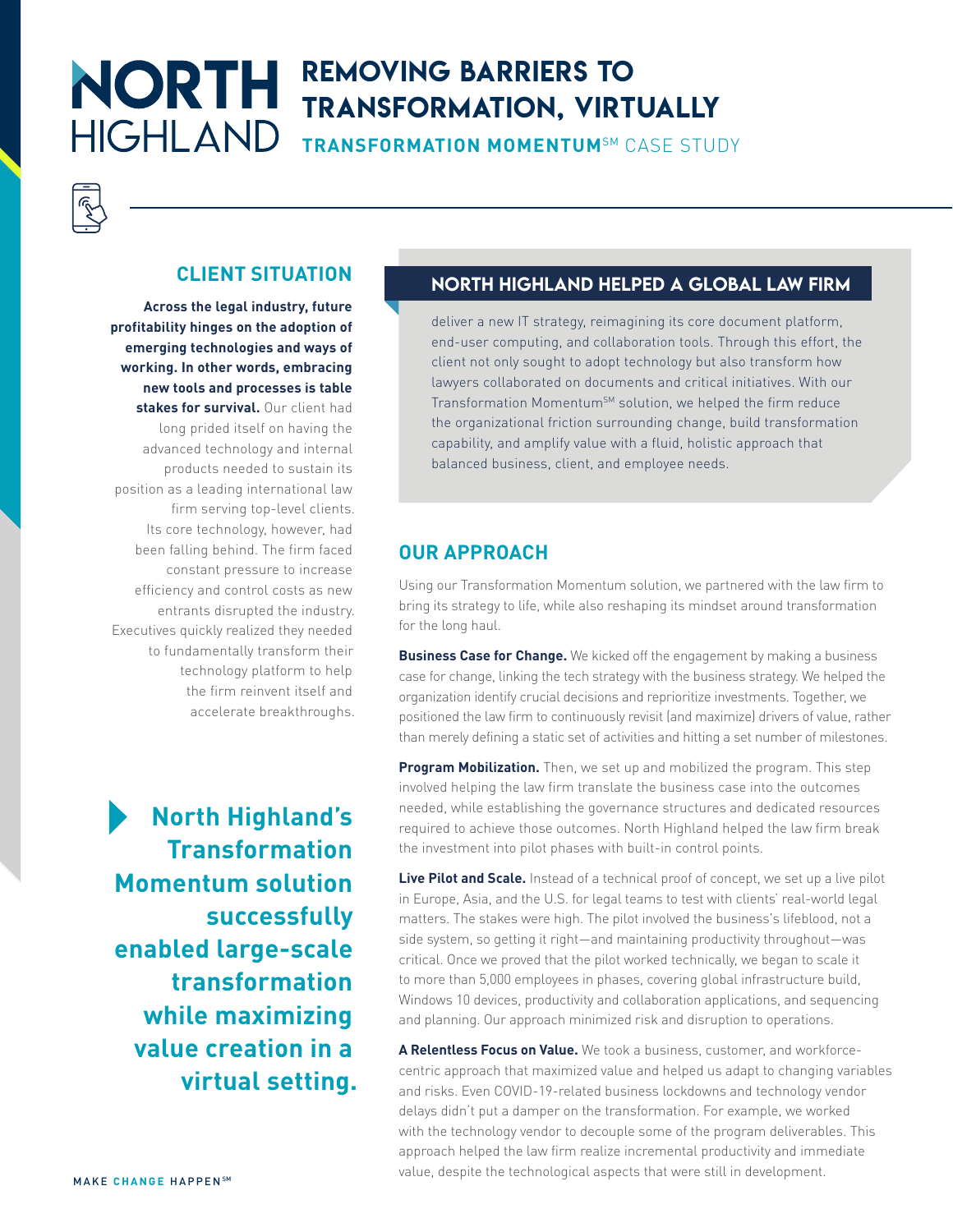# REMOVING BARRIERS TO TRANSFORMATION, VIRTUALLY

**TRANSFORMATION MOMENTUM**SM CASE STUDY

## CLIENT SITUATION

**Across the legal industry, future profitability hinges on the adoption of emerging technologies and ways of working. In other words, embracing new tools and processes is table stakes for survival.** Our client had long prided itself on having the advanced technology and internal products needed to sustain its position as a leading international law firm serving top-level clients. Its core technology, however, had been falling behind. The firm faced constant pressure to increase efficiency and control costs as new entrants disrupted the industry. Executives quickly realized they needed to fundamentally transform their technology platform to help the firm reinvent itself and accelerate breakthroughs.

**North Highland's Transformation Momentum solution successfully enabled large-scale transformation while maximizing value creation in a virtual setting.**

## NORTH HIGHLAND HELPED A GLOBAL LAW FIRM

deliver a new IT strategy, reimagining its core document platform, end-user computing, and collaboration tools. Through this effort, the client not only sought to adopt technology but also transform how lawyers collaborated on documents and critical initiatives. With our Transformation MomentumSM solution, we helped the firm reduce the organizational friction surrounding change, build transformation capability, and amplify value with a fluid, holistic approach that balanced business, client, and employee needs.

## OUR APPROACH

Using our Transformation Momentum solution, we partnered with the law firm to bring its strategy to life, while also reshaping its mindset around transformation for the long haul.

**Business Case for Change.** We kicked off the engagement by making a business case for change, linking the tech strategy with the business strategy. We helped the organization identify crucial decisions and reprioritize investments. Together, we positioned the law firm to continuously revisit (and maximize) drivers of value, rather than merely defining a static set of activities and hitting a set number of milestones.

**Program Mobilization.** Then, we set up and mobilized the program. This step involved helping the law firm translate the business case into the outcomes needed, while establishing the governance structures and dedicated resources required to achieve those outcomes. North Highland helped the law firm break the investment into pilot phases with built-in control points.

**Live Pilot and Scale.** Instead of a technical proof of concept, we set up a live pilot in Europe, Asia, and the U.S. for legal teams to test with clients' real-world legal matters. The stakes were high. The pilot involved the business's lifeblood, not a side system, so getting it right—and maintaining productivity throughout—was critical. Once we proved that the pilot worked technically, we began to scale it to more than 5,000 employees in phases, covering global infrastructure build, Windows 10 devices, productivity and collaboration applications, and sequencing and planning. Our approach minimized risk and disruption to operations.

**A Relentless Focus on Value.** We took a business, customer, and workforce-centric approach that maximized value and helped us adapt to changing variables and risks. Even COVID-19-related business lockdowns and technology vendor delays didn't put a damper on the transformation. For example, we worked with the technology vendor to decouple some of the program deliverables. This approach helped the law firm realize incremental productivity and immediate value, despite the technological aspects that were still in development.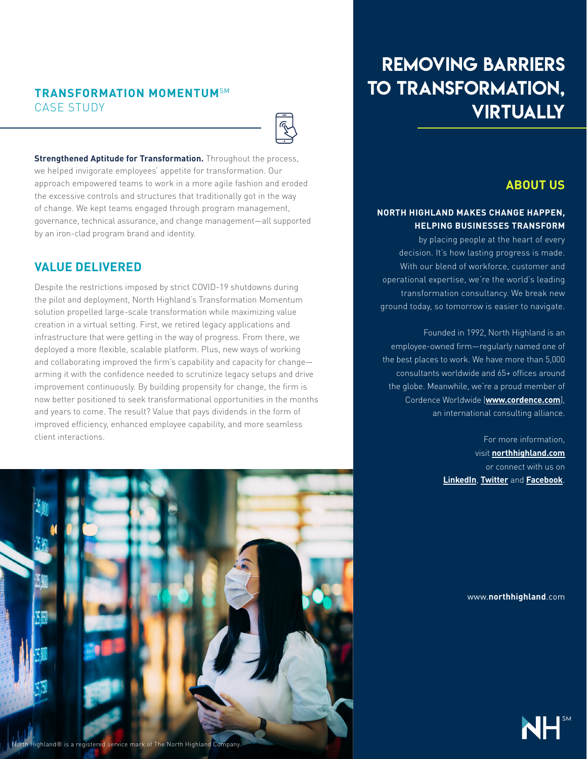**TRANSFORMATION MOMENTUM**SM
CASE STUDY

**Strengthened Aptitude for Transformation.** Throughout the process, we helped invigorate employees' appetite for transformation. Our approach empowered teams to work in a more agile fashion and eroded the excessive controls and structures that traditionally got in the way of change. We kept teams engaged through program management, governance, technical assurance, and change management—all supported by an iron-clad program brand and identity.

## VALUE DELIVERED

Despite the restrictions imposed by strict COVID-19 shutdowns during the pilot and deployment, North Highland's Transformation Momentum solution propelled large-scale transformation while maximizing value creation in a virtual setting. First, we retired legacy applications and infrastructure that were getting in the way of progress. From there, we deployed a more flexible, scalable platform. Plus, new ways of working and collaborating improved the firm's capability and capacity for change—arming it with the confidence needed to scrutinize legacy setups and drive improvement continuously. By building propensity for change, the firm is now better positioned to seek transformational opportunities in the months and years to come. The result? Value that pays dividends in the form of improved efficiency, enhanced employee capability, and more seamless client interactions.

North Highland® is a registered service mark of The North Highland Company.

# REMOVING BARRIERS TO TRANSFORMATION, VIRTUALLY

## ABOUT US

**NORTH HIGHLAND MAKES CHANGE HAPPEN, HELPING BUSINESSES TRANSFORM** by placing people at the heart of every decision. It's how lasting progress is made. With our blend of workforce, customer and operational expertise, we're the world's leading transformation consultancy. We break new ground today, so tomorrow is easier to navigate.

Founded in 1992, North Highland is an employee-owned firm—regularly named one of the best places to work. We have more than 5,000 consultants worldwide and 65+ offices around the globe. Meanwhile, we're a proud member of Cordence Worldwide (**www.cordence.com**), an international consulting alliance.

For more information, visit **northhighland.com** or connect with us on **LinkedIn**, **Twitter** and **Facebook**.

www.**northhighland**.com